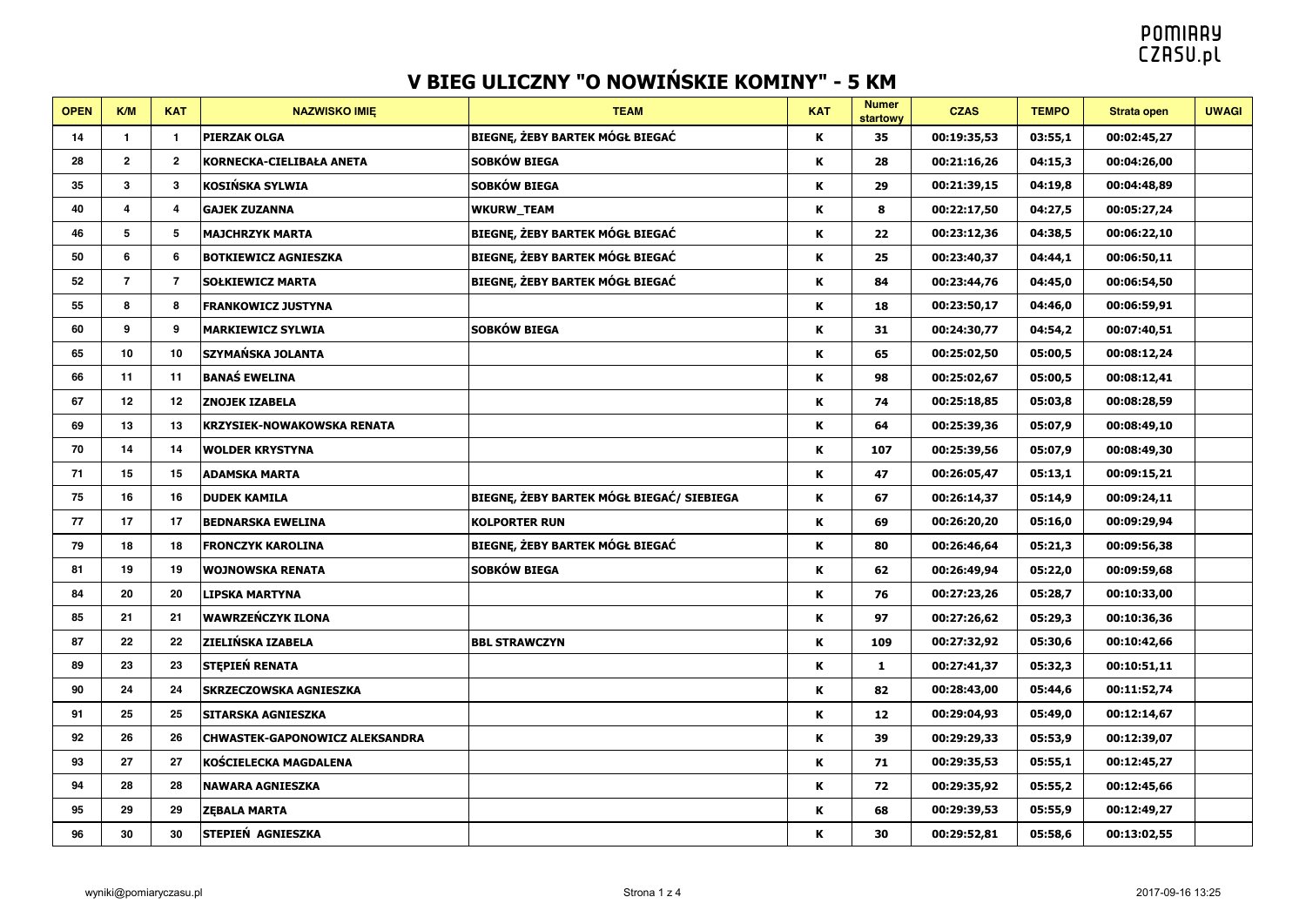# V BIEG ULICZNY "O NOWIŃSKIE KOMINY" - 5 KM

| OPEN | K/M | KAT | NAZWISKO IMIĘ | TEAM | KAT | Numer startowy | CZAS | TEMPO | Strata open | UWAGI |
|---|---|---|---|---|---|---|---|---|---|---|
| 14 | 1 | 1 | PIERZAK OLGA | BIEGNĘ, ŻEBY BARTEK MÓGŁ BIEGAĆ | K | 35 | 00:19:35,53 | 03:55,1 | 00:02:45,27 | |
| 28 | 2 | 2 | KORNECKA-CIELIBAŁA ANETA | SOBKÓW BIEGA | K | 28 | 00:21:16,26 | 04:15,3 | 00:04:26,00 | |
| 35 | 3 | 3 | KOSIŃSKA SYLWIA | SOBKÓW BIEGA | K | 29 | 00:21:39,15 | 04:19,8 | 00:04:48,89 | |
| 40 | 4 | 4 | GAJEK ZUZANNA | WKURW_TEAM | K | 8 | 00:22:17,50 | 04:27,5 | 00:05:27,24 | |
| 46 | 5 | 5 | MAJCHRZYK MARTA | BIEGNĘ, ŻEBY BARTEK MÓGŁ BIEGAĆ | K | 22 | 00:23:12,36 | 04:38,5 | 00:06:22,10 | |
| 50 | 6 | 6 | BOTKIEWICZ AGNIESZKA | BIEGNĘ, ŻEBY BARTEK MÓGŁ BIEGAĆ | K | 25 | 00:23:40,37 | 04:44,1 | 00:06:50,11 | |
| 52 | 7 | 7 | SOŁKIEWICZ MARTA | BIEGNĘ, ŻEBY BARTEK MÓGŁ BIEGAĆ | K | 84 | 00:23:44,76 | 04:45,0 | 00:06:54,50 | |
| 55 | 8 | 8 | FRANKOWICZ JUSTYNA | | K | 18 | 00:23:50,17 | 04:46,0 | 00:06:59,91 | |
| 60 | 9 | 9 | MARKIEWICZ SYLWIA | SOBKÓW BIEGA | K | 31 | 00:24:30,77 | 04:54,2 | 00:07:40,51 | |
| 65 | 10 | 10 | SZYMAŃSKA JOLANTA | | K | 65 | 00:25:02,50 | 05:00,5 | 00:08:12,24 | |
| 66 | 11 | 11 | BANAŚ EWELINA | | K | 98 | 00:25:02,67 | 05:00,5 | 00:08:12,41 | |
| 67 | 12 | 12 | ZNOJEK IZABELA | | K | 74 | 00:25:18,85 | 05:03,8 | 00:08:28,59 | |
| 69 | 13 | 13 | KRZYSIEK-NOWAKOWSKA RENATA | | K | 64 | 00:25:39,36 | 05:07,9 | 00:08:49,10 | |
| 70 | 14 | 14 | WOLDER KRYSTYNA | | K | 107 | 00:25:39,56 | 05:07,9 | 00:08:49,30 | |
| 71 | 15 | 15 | ADAMSKA MARTA | | K | 47 | 00:26:05,47 | 05:13,1 | 00:09:15,21 | |
| 75 | 16 | 16 | DUDEK KAMILA | BIEGNĘ, ŻEBY BARTEK MÓGŁ BIEGAĆ/ SIEBIEGA | K | 67 | 00:26:14,37 | 05:14,9 | 00:09:24,11 | |
| 77 | 17 | 17 | BEDNARSKA EWELINA | KOLPORTER RUN | K | 69 | 00:26:20,20 | 05:16,0 | 00:09:29,94 | |
| 79 | 18 | 18 | FRONCZYK KAROLINA | BIEGNĘ, ŻEBY BARTEK MÓGŁ BIEGAĆ | K | 80 | 00:26:46,64 | 05:21,3 | 00:09:56,38 | |
| 81 | 19 | 19 | WOJNOWSKA RENATA | SOBKÓW BIEGA | K | 62 | 00:26:49,94 | 05:22,0 | 00:09:59,68 | |
| 84 | 20 | 20 | LIPSKA MARTYNA | | K | 76 | 00:27:23,26 | 05:28,7 | 00:10:33,00 | |
| 85 | 21 | 21 | WAWRZEŃCZYK ILONA | | K | 97 | 00:27:26,62 | 05:29,3 | 00:10:36,36 | |
| 87 | 22 | 22 | ZIELIŃSKA IZABELA | BBL STRAWCZYN | K | 109 | 00:27:32,92 | 05:30,6 | 00:10:42,66 | |
| 89 | 23 | 23 | STĘPIEŃ RENATA | | K | 1 | 00:27:41,37 | 05:32,3 | 00:10:51,11 | |
| 90 | 24 | 24 | SKRZECZOWSKA AGNIESZKA | | K | 82 | 00:28:43,00 | 05:44,6 | 00:11:52,74 | |
| 91 | 25 | 25 | SITARSKA AGNIESZKA | | K | 12 | 00:29:04,93 | 05:49,0 | 00:12:14,67 | |
| 92 | 26 | 26 | CHWASTEK-GAPONOWICZ ALEKSANDRA | | K | 39 | 00:29:29,33 | 05:53,9 | 00:12:39,07 | |
| 93 | 27 | 27 | KOŚCIELECKA MAGDALENA | | K | 71 | 00:29:35,53 | 05:55,1 | 00:12:45,27 | |
| 94 | 28 | 28 | NAWARA AGNIESZKA | | K | 72 | 00:29:35,92 | 05:55,2 | 00:12:45,66 | |
| 95 | 29 | 29 | ZĘBALA MARTA | | K | 68 | 00:29:39,53 | 05:55,9 | 00:12:49,27 | |
| 96 | 30 | 30 | STEPIEŃ AGNIESZKA | | K | 30 | 00:29:52,81 | 05:58,6 | 00:13:02,55 | |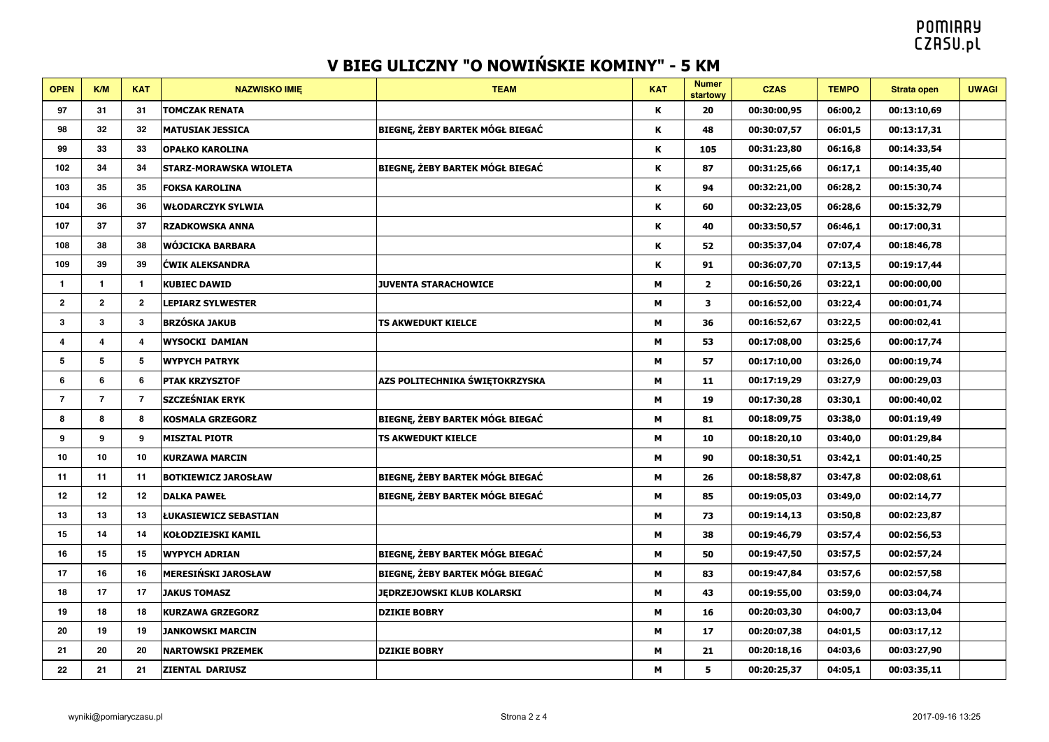# V BIEG ULICZNY "O NOWIŃSKIE KOMINY" - 5 KM

| OPEN | K/M | KAT | NAZWISKO IMIĘ | TEAM | KAT | Numer startowy | CZAS | TEMPO | Strata open | UWAGI |
|---|---|---|---|---|---|---|---|---|---|---|
| 97 | 31 | 31 | TOMCZAK RENATA | | K | 20 | 00:30:00,95 | 06:00,2 | 00:13:10,69 | |
| 98 | 32 | 32 | MATUSIAK JESSICA | BIEGNĘ, ŻEBY BARTEK MÓGŁ BIEGAĆ | K | 48 | 00:30:07,57 | 06:01,5 | 00:13:17,31 | |
| 99 | 33 | 33 | OPAŁKO KAROLINA | | K | 105 | 00:31:23,80 | 06:16,8 | 00:14:33,54 | |
| 102 | 34 | 34 | STARZ-MORAWSKA WIOLETA | BIEGNĘ, ŻEBY BARTEK MÓGŁ BIEGAĆ | K | 87 | 00:31:25,66 | 06:17,1 | 00:14:35,40 | |
| 103 | 35 | 35 | FOKSA KAROLINA | | K | 94 | 00:32:21,00 | 06:28,2 | 00:15:30,74 | |
| 104 | 36 | 36 | WŁODARCZYK SYLWIA | | K | 60 | 00:32:23,05 | 06:28,6 | 00:15:32,79 | |
| 107 | 37 | 37 | RZADKOWSKA ANNA | | K | 40 | 00:33:50,57 | 06:46,1 | 00:17:00,31 | |
| 108 | 38 | 38 | WÓJCICKA BARBARA | | K | 52 | 00:35:37,04 | 07:07,4 | 00:18:46,78 | |
| 109 | 39 | 39 | ĆWIK ALEKSANDRA | | K | 91 | 00:36:07,70 | 07:13,5 | 00:19:17,44 | |
| 1 | 1 | 1 | KUBIEC DAWID | JUVENTA STARACHOWICE | M | 2 | 00:16:50,26 | 03:22,1 | 00:00:00,00 | |
| 2 | 2 | 2 | LEPIARZ SYLWESTER | | M | 3 | 00:16:52,00 | 03:22,4 | 00:00:01,74 | |
| 3 | 3 | 3 | BRZÓSKA JAKUB | TS AKWEDUKT KIELCE | M | 36 | 00:16:52,67 | 03:22,5 | 00:00:02,41 | |
| 4 | 4 | 4 | WYSOCKI DAMIAN | | M | 53 | 00:17:08,00 | 03:25,6 | 00:00:17,74 | |
| 5 | 5 | 5 | WYPYCH PATRYK | | M | 57 | 00:17:10,00 | 03:26,0 | 00:00:19,74 | |
| 6 | 6 | 6 | PTAK KRZYSZTOF | AZS POLITECHNIKA ŚWIĘTOKRZYSKA | M | 11 | 00:17:19,29 | 03:27,9 | 00:00:29,03 | |
| 7 | 7 | 7 | SZCZEŚNIAK ERYK | | M | 19 | 00:17:30,28 | 03:30,1 | 00:00:40,02 | |
| 8 | 8 | 8 | KOSMALA GRZEGORZ | BIEGNĘ, ŻEBY BARTEK MÓGŁ BIEGAĆ | M | 81 | 00:18:09,75 | 03:38,0 | 00:01:19,49 | |
| 9 | 9 | 9 | MISZTAL PIOTR | TS AKWEDUKT KIELCE | M | 10 | 00:18:20,10 | 03:40,0 | 00:01:29,84 | |
| 10 | 10 | 10 | KURZAWA MARCIN | | M | 90 | 00:18:30,51 | 03:42,1 | 00:01:40,25 | |
| 11 | 11 | 11 | BOTKIEWICZ JAROSŁAW | BIEGNĘ, ŻEBY BARTEK MÓGŁ BIEGAĆ | M | 26 | 00:18:58,87 | 03:47,8 | 00:02:08,61 | |
| 12 | 12 | 12 | DALKA PAWEŁ | BIEGNĘ, ŻEBY BARTEK MÓGŁ BIEGAĆ | M | 85 | 00:19:05,03 | 03:49,0 | 00:02:14,77 | |
| 13 | 13 | 13 | ŁUKASIEWICZ SEBASTIAN | | M | 73 | 00:19:14,13 | 03:50,8 | 00:02:23,87 | |
| 15 | 14 | 14 | KOŁODZIEJSKI KAMIL | | M | 38 | 00:19:46,79 | 03:57,4 | 00:02:56,53 | |
| 16 | 15 | 15 | WYPYCH ADRIAN | BIEGNĘ, ŻEBY BARTEK MÓGŁ BIEGAĆ | M | 50 | 00:19:47,50 | 03:57,5 | 00:02:57,24 | |
| 17 | 16 | 16 | MERESIŃSKI JAROSŁAW | BIEGNĘ, ŻEBY BARTEK MÓGŁ BIEGAĆ | M | 83 | 00:19:47,84 | 03:57,6 | 00:02:57,58 | |
| 18 | 17 | 17 | JAKUS TOMASZ | JĘDRZEJOWSKI KLUB KOLARSKI | M | 43 | 00:19:55,00 | 03:59,0 | 00:03:04,74 | |
| 19 | 18 | 18 | KURZAWA GRZEGORZ | DZIKIE BOBRY | M | 16 | 00:20:03,30 | 04:00,7 | 00:03:13,04 | |
| 20 | 19 | 19 | JANKOWSKI MARCIN | | M | 17 | 00:20:07,38 | 04:01,5 | 00:03:17,12 | |
| 21 | 20 | 20 | NARTOWSKI PRZEMEK | DZIKIE BOBRY | M | 21 | 00:20:18,16 | 04:03,6 | 00:03:27,90 | |
| 22 | 21 | 21 | ZIENTAL DARIUSZ | | M | 5 | 00:20:25,37 | 04:05,1 | 00:03:35,11 | |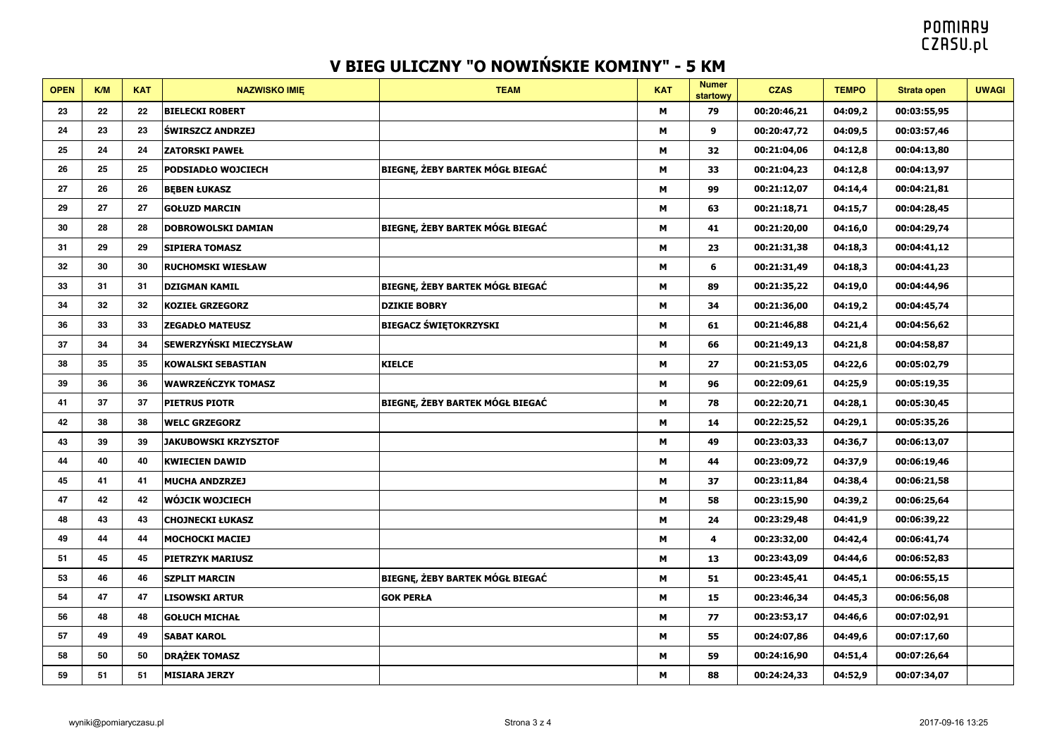# V BIEG ULICZNY "O NOWIŃSKIE KOMINY" - 5 KM

| OPEN | K/M | KAT | NAZWISKO IMIĘ | TEAM | KAT | Numer startowy | CZAS | TEMPO | Strata open | UWAGI |
|---|---|---|---|---|---|---|---|---|---|---|
| 23 | 22 | 22 | BIELECKI ROBERT | | M | 79 | 00:20:46,21 | 04:09,2 | 00:03:55,95 | |
| 24 | 23 | 23 | ŚWIRSZCZ ANDRZEJ | | M | 9 | 00:20:47,72 | 04:09,5 | 00:03:57,46 | |
| 25 | 24 | 24 | ZATORSKI PAWEŁ | | M | 32 | 00:21:04,06 | 04:12,8 | 00:04:13,80 | |
| 26 | 25 | 25 | PODSIADŁO WOJCIECH | BIEGNĘ, ŻEBY BARTEK MÓGŁ BIEGAĆ | M | 33 | 00:21:04,23 | 04:12,8 | 00:04:13,97 | |
| 27 | 26 | 26 | BĘBEN ŁUKASZ | | M | 99 | 00:21:12,07 | 04:14,4 | 00:04:21,81 | |
| 29 | 27 | 27 | GOŁUZD MARCIN | | M | 63 | 00:21:18,71 | 04:15,7 | 00:04:28,45 | |
| 30 | 28 | 28 | DOBROWOLSKI DAMIAN | BIEGNĘ, ŻEBY BARTEK MÓGŁ BIEGAĆ | M | 41 | 00:21:20,00 | 04:16,0 | 00:04:29,74 | |
| 31 | 29 | 29 | SIPIERA TOMASZ | | M | 23 | 00:21:31,38 | 04:18,3 | 00:04:41,12 | |
| 32 | 30 | 30 | RUCHOMSKI WIESŁAW | | M | 6 | 00:21:31,49 | 04:18,3 | 00:04:41,23 | |
| 33 | 31 | 31 | DZIGMAN KAMIL | BIEGNĘ, ŻEBY BARTEK MÓGŁ BIEGAĆ | M | 89 | 00:21:35,22 | 04:19,0 | 00:04:44,96 | |
| 34 | 32 | 32 | KOZIEŁ GRZEGORZ | DZIKIE BOBRY | M | 34 | 00:21:36,00 | 04:19,2 | 00:04:45,74 | |
| 36 | 33 | 33 | ZEGADŁO MATEUSZ | BIEGACZ ŚWIĘTOKRZYSKI | M | 61 | 00:21:46,88 | 04:21,4 | 00:04:56,62 | |
| 37 | 34 | 34 | SEWERZYŃSKI MIECZYSŁAW | | M | 66 | 00:21:49,13 | 04:21,8 | 00:04:58,87 | |
| 38 | 35 | 35 | KOWALSKI SEBASTIAN | KIELCE | M | 27 | 00:21:53,05 | 04:22,6 | 00:05:02,79 | |
| 39 | 36 | 36 | WAWRZEŃCZYK TOMASZ | | M | 96 | 00:22:09,61 | 04:25,9 | 00:05:19,35 | |
| 41 | 37 | 37 | PIETRUS PIOTR | BIEGNĘ, ŻEBY BARTEK MÓGŁ BIEGAĆ | M | 78 | 00:22:20,71 | 04:28,1 | 00:05:30,45 | |
| 42 | 38 | 38 | WELC GRZEGORZ | | M | 14 | 00:22:25,52 | 04:29,1 | 00:05:35,26 | |
| 43 | 39 | 39 | JAKUBOWSKI KRZYSZTOF | | M | 49 | 00:23:03,33 | 04:36,7 | 00:06:13,07 | |
| 44 | 40 | 40 | KWIECIEN DAWID | | M | 44 | 00:23:09,72 | 04:37,9 | 00:06:19,46 | |
| 45 | 41 | 41 | MUCHA ANDZRZEJ | | M | 37 | 00:23:11,84 | 04:38,4 | 00:06:21,58 | |
| 47 | 42 | 42 | WÓJCIK WOJCIECH | | M | 58 | 00:23:15,90 | 04:39,2 | 00:06:25,64 | |
| 48 | 43 | 43 | CHOJNECKI ŁUKASZ | | M | 24 | 00:23:29,48 | 04:41,9 | 00:06:39,22 | |
| 49 | 44 | 44 | MOCHOCKI MACIEJ | | M | 4 | 00:23:32,00 | 04:42,4 | 00:06:41,74 | |
| 51 | 45 | 45 | PIETRZYK MARIUSZ | | M | 13 | 00:23:43,09 | 04:44,6 | 00:06:52,83 | |
| 53 | 46 | 46 | SZPLIT MARCIN | BIEGNĘ, ŻEBY BARTEK MÓGŁ BIEGAĆ | M | 51 | 00:23:45,41 | 04:45,1 | 00:06:55,15 | |
| 54 | 47 | 47 | LISOWSKI ARTUR | GOK PERŁA | M | 15 | 00:23:46,34 | 04:45,3 | 00:06:56,08 | |
| 56 | 48 | 48 | GOŁUCH MICHAŁ | | M | 77 | 00:23:53,17 | 04:46,6 | 00:07:02,91 | |
| 57 | 49 | 49 | SABAT KAROL | | M | 55 | 00:24:07,86 | 04:49,6 | 00:07:17,60 | |
| 58 | 50 | 50 | DRĄŻEK TOMASZ | | M | 59 | 00:24:16,90 | 04:51,4 | 00:07:26,64 | |
| 59 | 51 | 51 | MISIARA JERZY | | M | 88 | 00:24:24,33 | 04:52,9 | 00:07:34,07 | |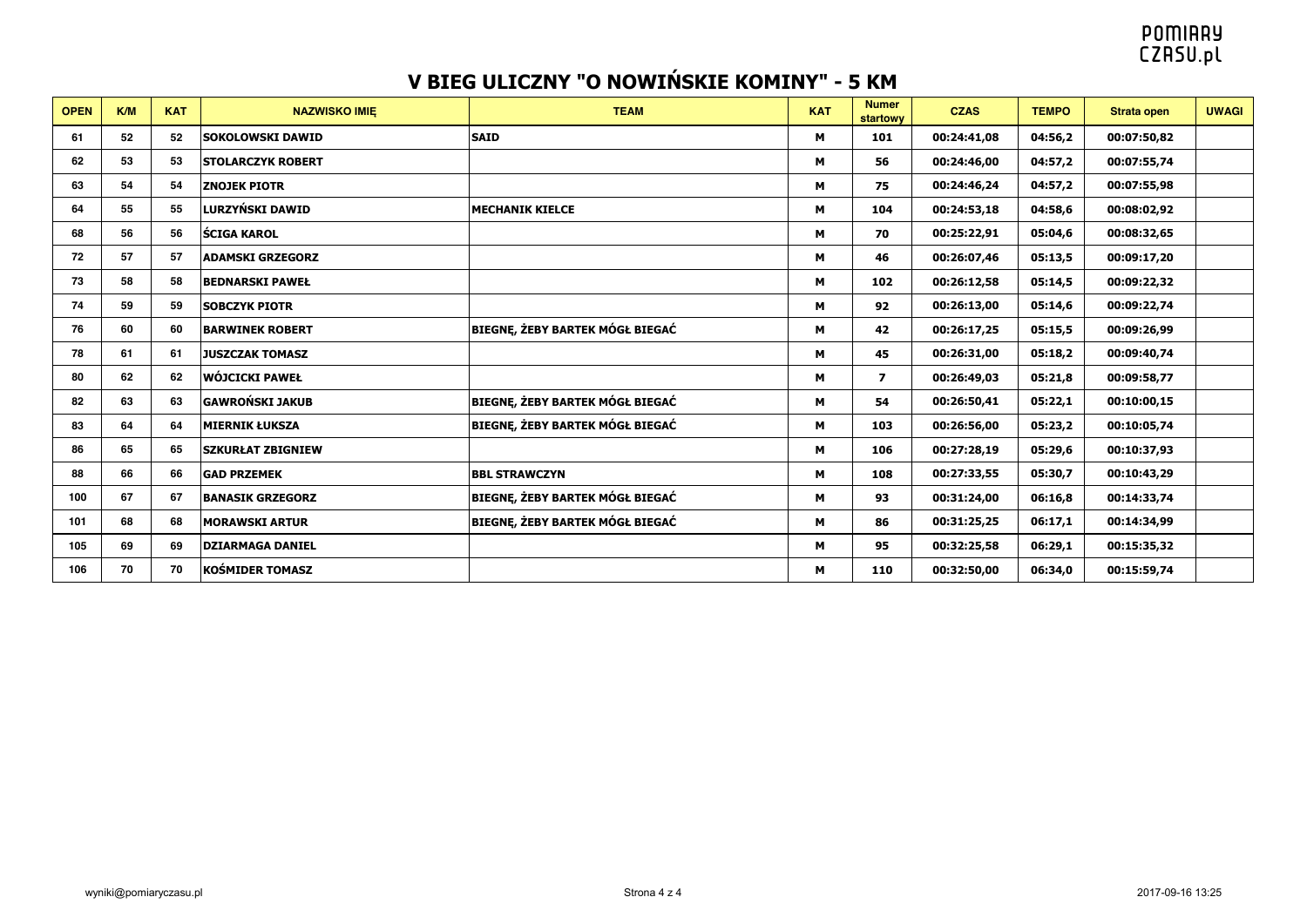# V BIEG ULICZNY "O NOWIŃSKIE KOMINY" - 5 KM

| OPEN | K/M | KAT | NAZWISKO IMIĘ | TEAM | KAT | Numer startowy | CZAS | TEMPO | Strata open | UWAGI |
|---|---|---|---|---|---|---|---|---|---|---|
| 61 | 52 | 52 | SOKOLOWSKI DAWID | SAID | M | 101 | 00:24:41,08 | 04:56,2 | 00:07:50,82 | |
| 62 | 53 | 53 | STOLARCZYK ROBERT | | M | 56 | 00:24:46,00 | 04:57,2 | 00:07:55,74 | |
| 63 | 54 | 54 | ZNOJEK PIOTR | | M | 75 | 00:24:46,24 | 04:57,2 | 00:07:55,98 | |
| 64 | 55 | 55 | LURZYŃSKI DAWID | MECHANIK KIELCE | M | 104 | 00:24:53,18 | 04:58,6 | 00:08:02,92 | |
| 68 | 56 | 56 | ŚCIGA KAROL | | M | 70 | 00:25:22,91 | 05:04,6 | 00:08:32,65 | |
| 72 | 57 | 57 | ADAMSKI GRZEGORZ | | M | 46 | 00:26:07,46 | 05:13,5 | 00:09:17,20 | |
| 73 | 58 | 58 | BEDNARSKI PAWEŁ | | M | 102 | 00:26:12,58 | 05:14,5 | 00:09:22,32 | |
| 74 | 59 | 59 | SOBCZYK PIOTR | | M | 92 | 00:26:13,00 | 05:14,6 | 00:09:22,74 | |
| 76 | 60 | 60 | BARWINEK ROBERT | BIEGNĘ, ŻEBY BARTEK MÓGŁ BIEGAĆ | M | 42 | 00:26:17,25 | 05:15,5 | 00:09:26,99 | |
| 78 | 61 | 61 | JUSZCZAK TOMASZ | | M | 45 | 00:26:31,00 | 05:18,2 | 00:09:40,74 | |
| 80 | 62 | 62 | WÓJCICKI PAWEŁ | | M | 7 | 00:26:49,03 | 05:21,8 | 00:09:58,77 | |
| 82 | 63 | 63 | GAWROŃSKI JAKUB | BIEGNĘ, ŻEBY BARTEK MÓGŁ BIEGAĆ | M | 54 | 00:26:50,41 | 05:22,1 | 00:10:00,15 | |
| 83 | 64 | 64 | MIERNIK ŁUKSZA | BIEGNĘ, ŻEBY BARTEK MÓGŁ BIEGAĆ | M | 103 | 00:26:56,00 | 05:23,2 | 00:10:05,74 | |
| 86 | 65 | 65 | SZKURŁAT ZBIGNIEW | | M | 106 | 00:27:28,19 | 05:29,6 | 00:10:37,93 | |
| 88 | 66 | 66 | GAD PRZEMEK | BBL STRAWCZYN | M | 108 | 00:27:33,55 | 05:30,7 | 00:10:43,29 | |
| 100 | 67 | 67 | BANASIK GRZEGORZ | BIEGNĘ, ŻEBY BARTEK MÓGŁ BIEGAĆ | M | 93 | 00:31:24,00 | 06:16,8 | 00:14:33,74 | |
| 101 | 68 | 68 | MORAWSKI ARTUR | BIEGNĘ, ŻEBY BARTEK MÓGŁ BIEGAĆ | M | 86 | 00:31:25,25 | 06:17,1 | 00:14:34,99 | |
| 105 | 69 | 69 | DZIARMAGA DANIEL | | M | 95 | 00:32:25,58 | 06:29,1 | 00:15:35,32 | |
| 106 | 70 | 70 | KOŚMIDER TOMASZ | | M | 110 | 00:32:50,00 | 06:34,0 | 00:15:59,74 | |